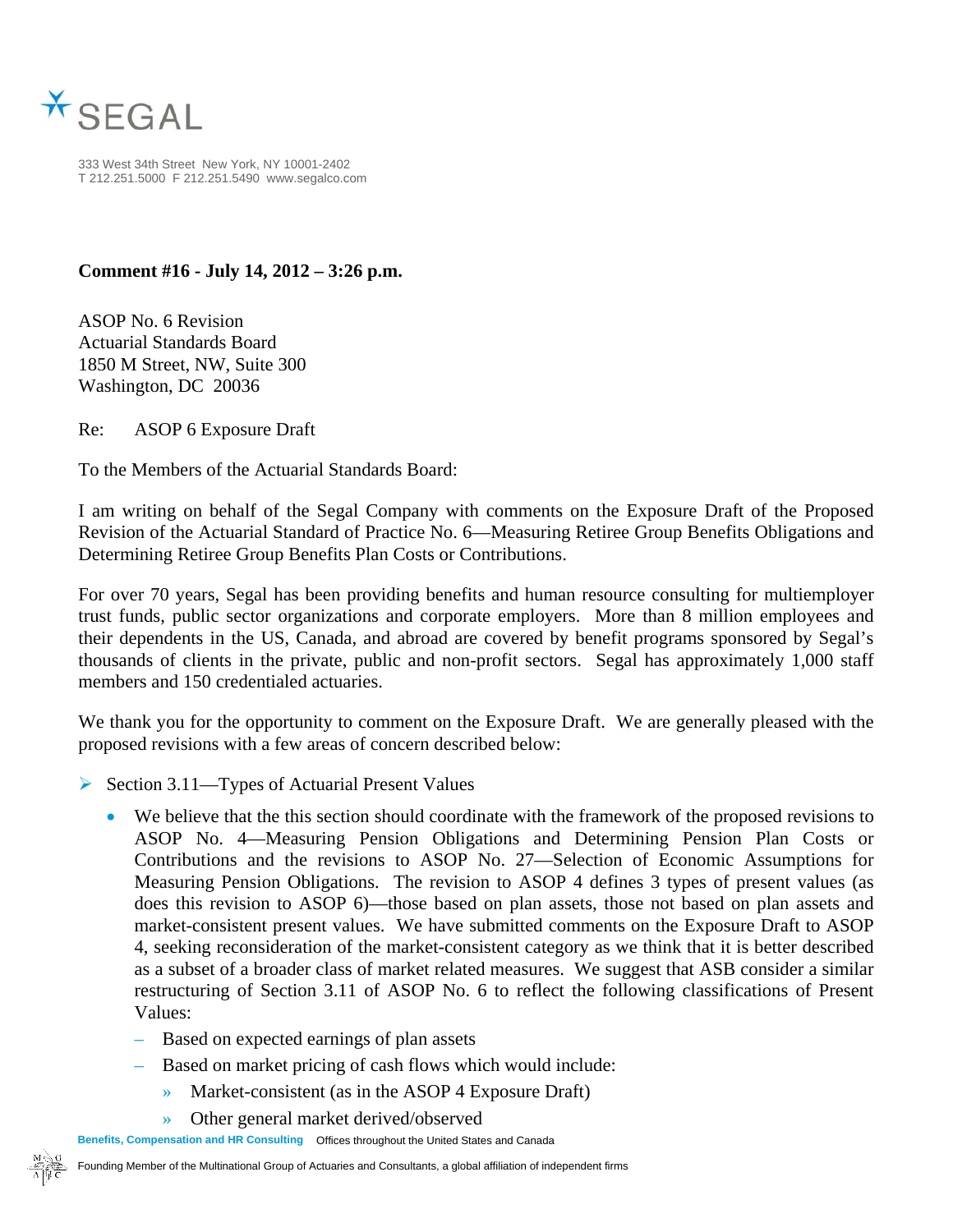SEGAL

333 West 34th Street New York, NY 10001-2402
T 212.251.5000 F 212.251.5490 www.segalco.com

**Comment #16 - July 14, 2012 – 3:26 p.m.**

ASOP No. 6 Revision
Actuarial Standards Board
1850 M Street, NW, Suite 300
Washington, DC 20036

Re: ASOP 6 Exposure Draft

To the Members of the Actuarial Standards Board:

I am writing on behalf of the Segal Company with comments on the Exposure Draft of the Proposed Revision of the Actuarial Standard of Practice No. 6—Measuring Retiree Group Benefits Obligations and Determining Retiree Group Benefits Plan Costs or Contributions.

For over 70 years, Segal has been providing benefits and human resource consulting for multiemployer trust funds, public sector organizations and corporate employers. More than 8 million employees and their dependents in the US, Canada, and abroad are covered by benefit programs sponsored by Segal's thousands of clients in the private, public and non-profit sectors. Segal has approximately 1,000 staff members and 150 credentialed actuaries.

We thank you for the opportunity to comment on the Exposure Draft. We are generally pleased with the proposed revisions with a few areas of concern described below:

- Section 3.11—Types of Actuarial Present Values
  - We believe that the this section should coordinate with the framework of the proposed revisions to ASOP No. 4—Measuring Pension Obligations and Determining Pension Plan Costs or Contributions and the revisions to ASOP No. 27—Selection of Economic Assumptions for Measuring Pension Obligations. The revision to ASOP 4 defines 3 types of present values (as does this revision to ASOP 6)—those based on plan assets, those not based on plan assets and market-consistent present values. We have submitted comments on the Exposure Draft to ASOP 4, seeking reconsideration of the market-consistent category as we think that it is better described as a subset of a broader class of market related measures. We suggest that ASB consider a similar restructuring of Section 3.11 of ASOP No. 6 to reflect the following classifications of Present Values:
    - Based on expected earnings of plan assets
    - Based on market pricing of cash flows which would include:
      - Market-consistent (as in the ASOP 4 Exposure Draft)
      - Other general market derived/observed

Benefits, Compensation and HR Consulting Offices throughout the United States and Canada

Founding Member of the Multinational Group of Actuaries and Consultants, a global affiliation of independent firms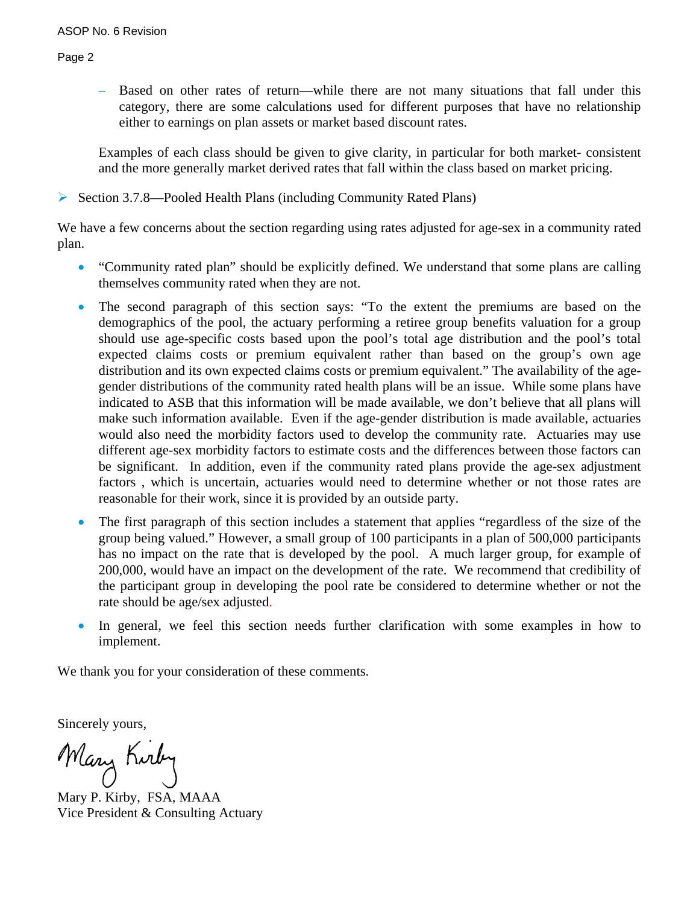- Based on other rates of return—while there are not many situations that fall under this category, there are some calculations used for different purposes that have no relationship either to earnings on plan assets or market based discount rates.

  Examples of each class should be given to give clarity, in particular for both market- consistent and the more generally market derived rates that fall within the class based on market pricing.

- Section 3.7.8—Pooled Health Plans (including Community Rated Plans)

We have a few concerns about the section regarding using rates adjusted for age-sex in a community rated plan.

- "Community rated plan" should be explicitly defined. We understand that some plans are calling themselves community rated when they are not.
- The second paragraph of this section says: "To the extent the premiums are based on the demographics of the pool, the actuary performing a retiree group benefits valuation for a group should use age-specific costs based upon the pool's total age distribution and the pool's total expected claims costs or premium equivalent rather than based on the group's own age distribution and its own expected claims costs or premium equivalent." The availability of the age-gender distributions of the community rated health plans will be an issue. While some plans have indicated to ASB that this information will be made available, we don't believe that all plans will make such information available. Even if the age-gender distribution is made available, actuaries would also need the morbidity factors used to develop the community rate. Actuaries may use different age-sex morbidity factors to estimate costs and the differences between those factors can be significant. In addition, even if the community rated plans provide the age-sex adjustment factors , which is uncertain, actuaries would need to determine whether or not those rates are reasonable for their work, since it is provided by an outside party.
- The first paragraph of this section includes a statement that applies "regardless of the size of the group being valued." However, a small group of 100 participants in a plan of 500,000 participants has no impact on the rate that is developed by the pool. A much larger group, for example of 200,000, would have an impact on the development of the rate. We recommend that credibility of the participant group in developing the pool rate be considered to determine whether or not the rate should be age/sex adjusted.
- In general, we feel this section needs further clarification with some examples in how to implement.

We thank you for your consideration of these comments.

Sincerely yours,

Mary P. Kirby, FSA, MAAA
Vice President & Consulting Actuary